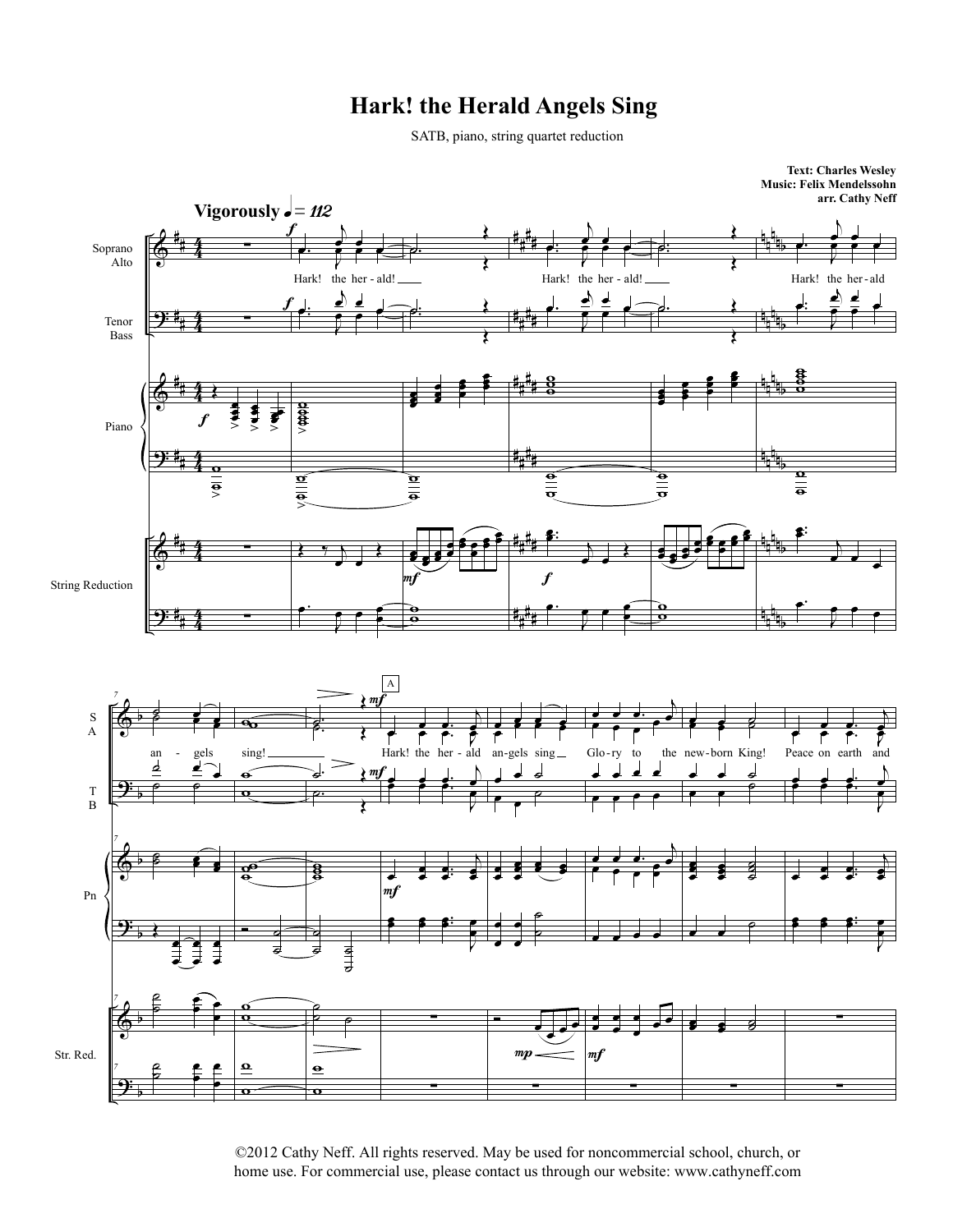# Hark! the Herald Angels Sing

SATB, piano, string quartet reduction

**Text: Charles Wesley**
**Music: Felix Mendelssohn**
**arr. Cathy Neff**

©2012 Cathy Neff. All rights reserved. May be used for noncommercial school, church, or home use. For commercial use, please contact us through our website: www.cathyneff.com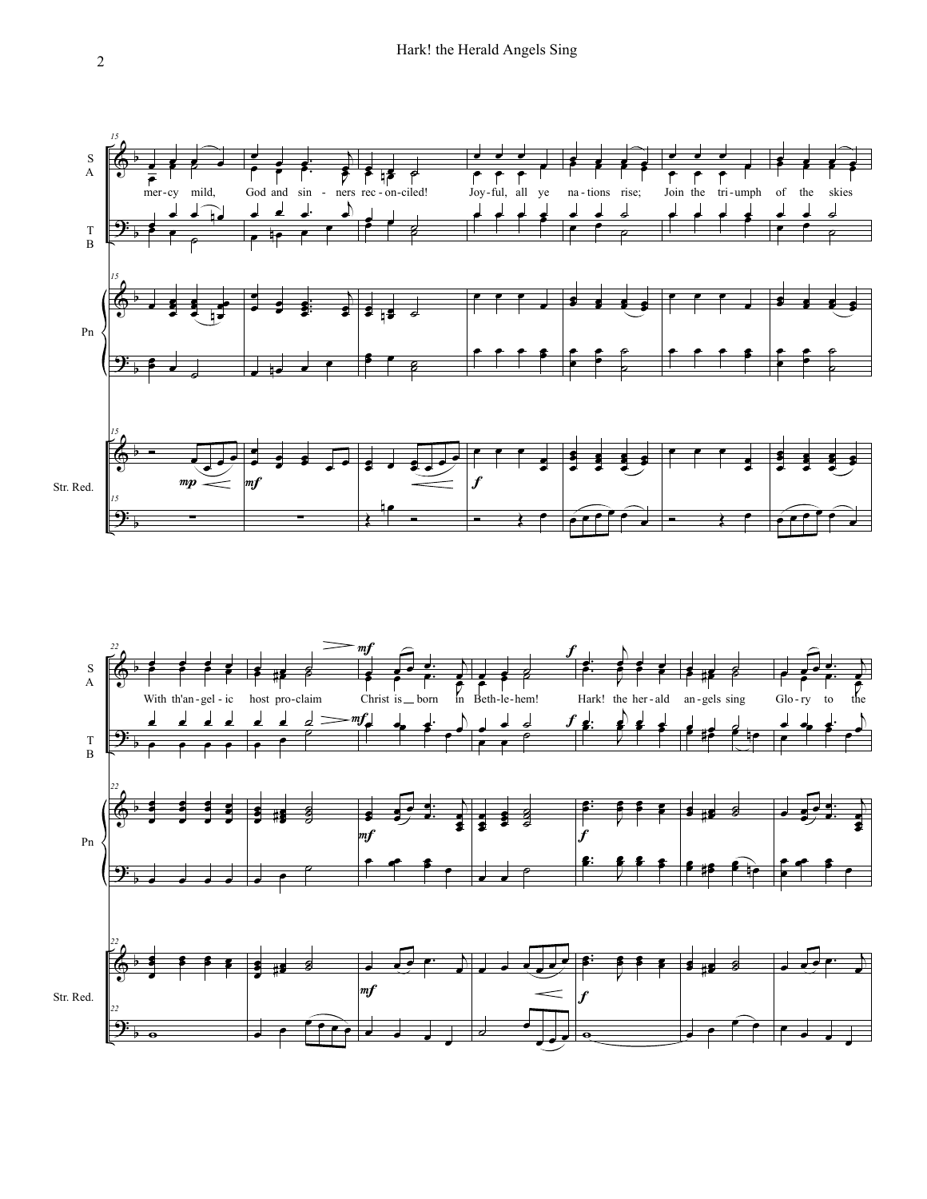mer - cy mild, God and sin - ners rec - on-ciled! Joy-ful, all ye na - tions rise; Join the tri-umph of the skies

With th'an-gel - ic host pro-claim Christ is born in Beth-le-hem! Hark! the her-ald an-gels sing Glo - ry to the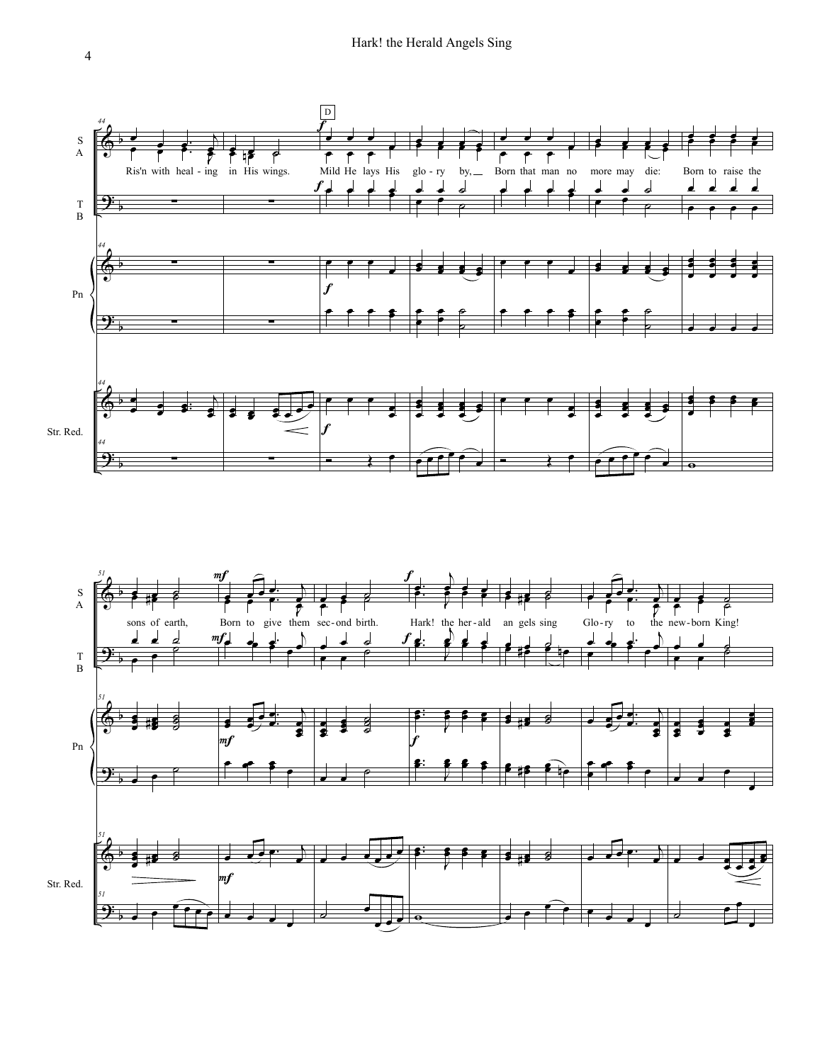S
A

Ris'n with heal - ing in His wings. Mild He lays His glo - ry by, Born that man no more may die: Born to raise the

T
B

Pn

Str. Red.

sons of earth, Born to give them sec - ond birth. Hark! the her - ald an gels sing Glo - ry to the new - born King!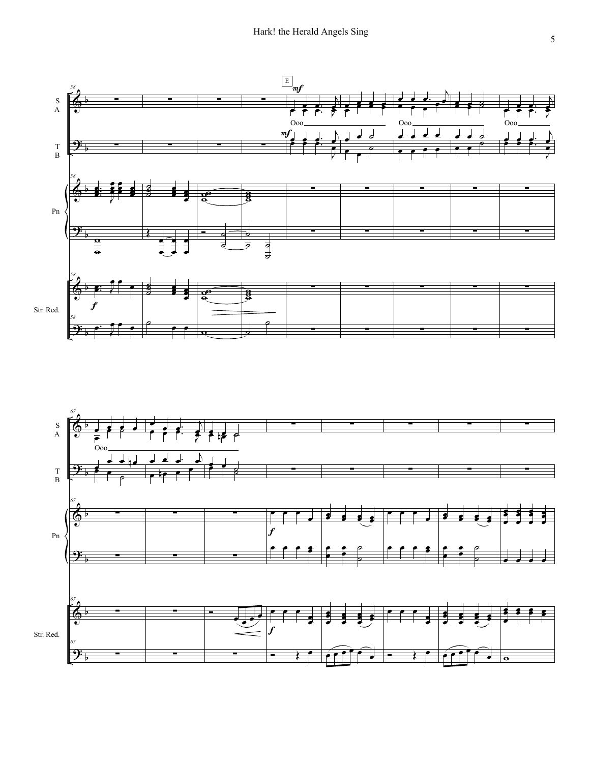E

mf

Ooo Ooo Ooo

mf

Ooo

f

f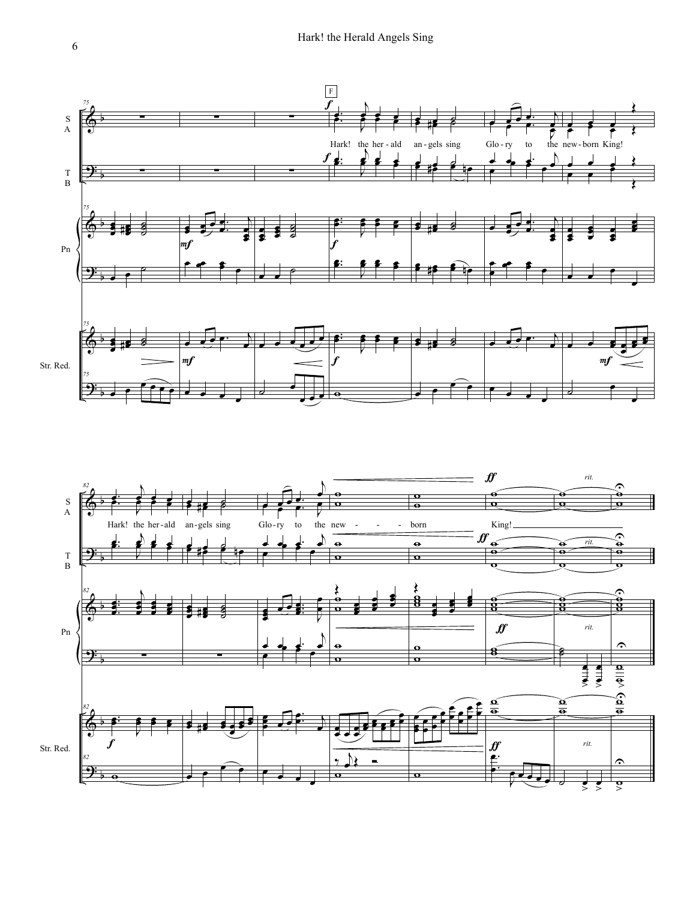F

Hark! the her - ald an - gels sing Glo - ry to the new - born King!

Hark! the her - ald an - gels sing Glo - ry to the new - - - - born King!